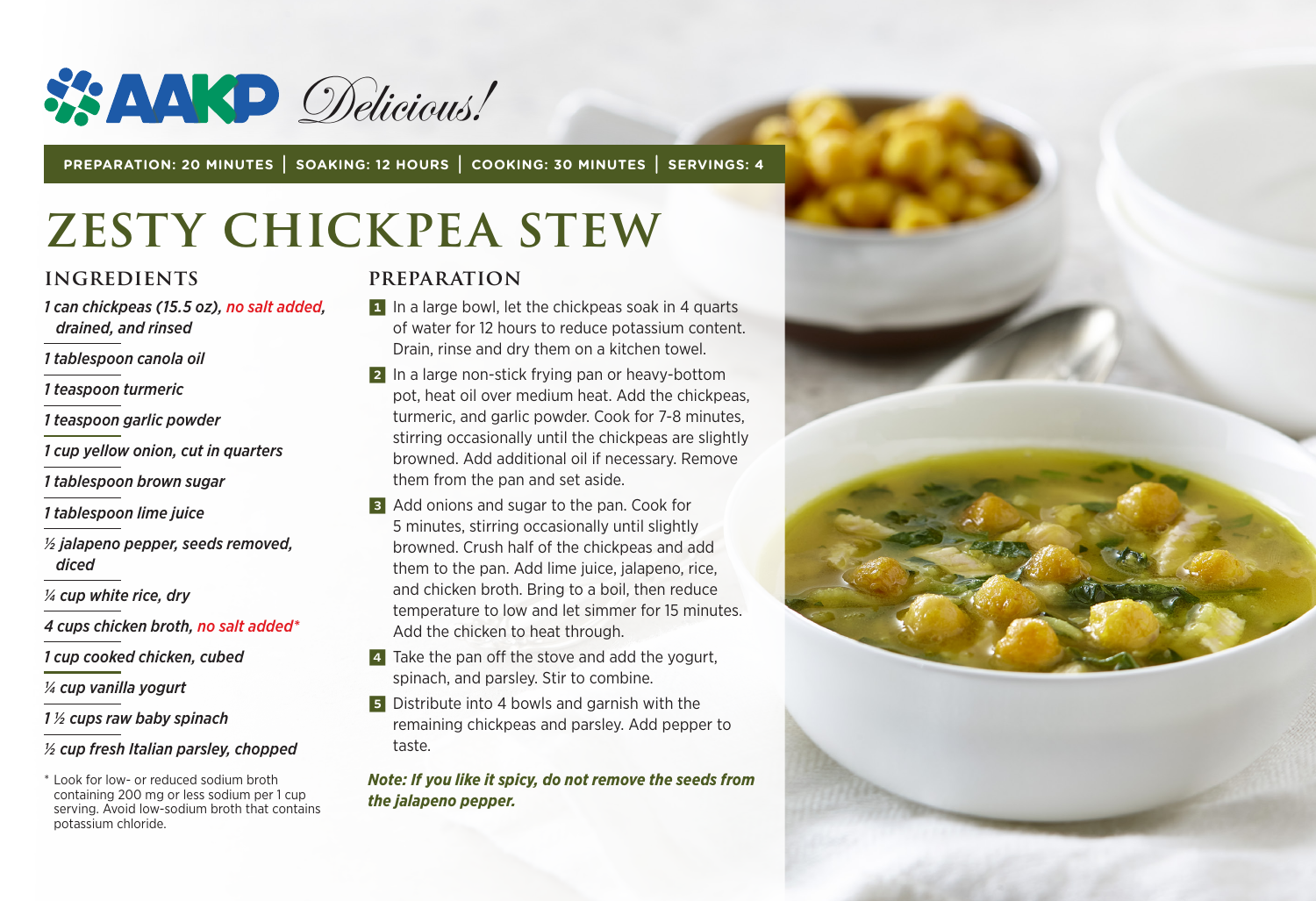AAKP *Delicious!*

**PREPARATION: 20 MINUTES | SOAKING: 12 HOURS | COOKING: 30 MINUTES | SERVINGS: 4**

# ZESTY CHICKPEA STEW

## INGREDIENTS

*1 can chickpeas (15.5 oz), no salt added, drained, and rinsed*

*1 tablespoon canola oil*

*1 teaspoon turmeric*

*1 teaspoon garlic powder*

*1 cup yellow onion, cut in quarters*

*1 tablespoon brown sugar*

*1 tablespoon lime juice*

*½ jalapeno pepper, seeds removed, diced*

*¼ cup white rice, dry*

*4 cups chicken broth, no salt added**

*1 cup cooked chicken, cubed*

*¼ cup vanilla yogurt*

*1 ½ cups raw baby spinach*

*½ cup fresh Italian parsley, chopped*

* Look for low- or reduced sodium broth containing 200 mg or less sodium per 1 cup serving. Avoid low-sodium broth that contains potassium chloride.

## PREPARATION

1. In a large bowl, let the chickpeas soak in 4 quarts of water for 12 hours to reduce potassium content. Drain, rinse and dry them on a kitchen towel.
2. In a large non-stick frying pan or heavy-bottom pot, heat oil over medium heat. Add the chickpeas, turmeric, and garlic powder. Cook for 7-8 minutes, stirring occasionally until the chickpeas are slightly browned. Add additional oil if necessary. Remove them from the pan and set aside.
3. Add onions and sugar to the pan. Cook for 5 minutes, stirring occasionally until slightly browned. Crush half of the chickpeas and add them to the pan. Add lime juice, jalapeno, rice, and chicken broth. Bring to a boil, then reduce temperature to low and let simmer for 15 minutes. Add the chicken to heat through.
4. Take the pan off the stove and add the yogurt, spinach, and parsley. Stir to combine.
5. Distribute into 4 bowls and garnish with the remaining chickpeas and parsley. Add pepper to taste.

***Note: If you like it spicy, do not remove the seeds from the jalapeno pepper.***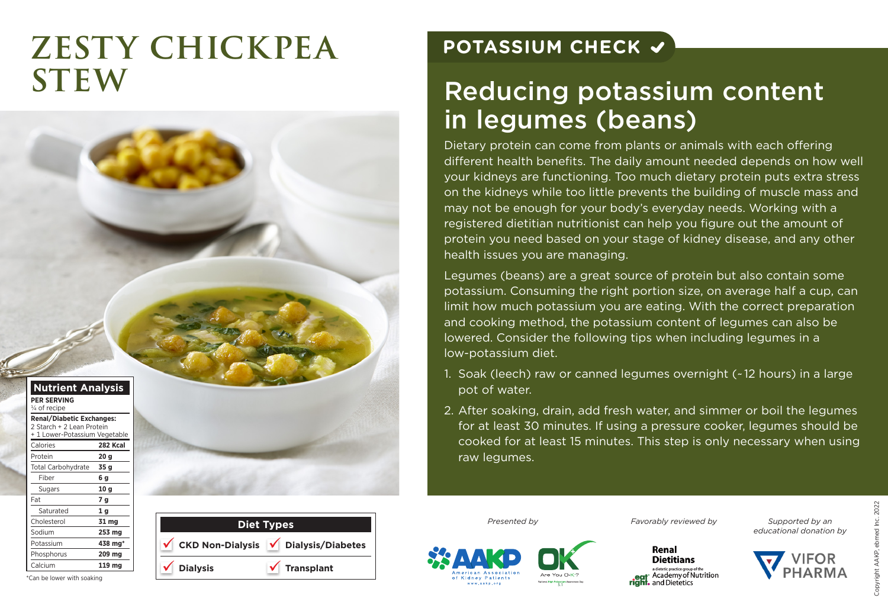# ZESTY CHICKPEA STEW

| Nutrient Analysis | |
|---|---|
| **PER SERVING** ¼ of recipe | |
| **Renal/Diabetic Exchanges:** 2 Starch + 2 Lean Protein + 1 Lower-Potassium Vegetable | |
| Calories | 282 Kcal |
| Protein | 20 g |
| Total Carbohydrate | 35 g |
| Fiber | 6 g |
| Sugars | 10 g |
| Fat | 7 g |
| Saturated | 1 g |
| Cholesterol | 31 mg |
| Sodium | 253 mg |
| Potassium | 438 mg* |
| Phosphorus | 209 mg |
| Calcium | 119 mg |

*Can be lower with soaking

| Diet Types | |
|---|---|
| ✓ CKD Non-Dialysis | ✓ Dialysis/Diabetes |
| ✓ Dialysis | ✓ Transplant |

## POTASSIUM CHECK ✓

## Reducing potassium content in legumes (beans)

Dietary protein can come from plants or animals with each offering different health benefits. The daily amount needed depends on how well your kidneys are functioning. Too much dietary protein puts extra stress on the kidneys while too little prevents the building of muscle mass and may not be enough for your body's everyday needs. Working with a registered dietitian nutritionist can help you figure out the amount of protein you need based on your stage of kidney disease, and any other health issues you are managing.

Legumes (beans) are a great source of protein but also contain some potassium. Consuming the right portion size, on average half a cup, can limit how much potassium you are eating. With the correct preparation and cooking method, the potassium content of legumes can also be lowered. Consider the following tips when including legumes in a low-potassium diet.

1. Soak (leech) raw or canned legumes overnight (~12 hours) in a large pot of water.
2. After soaking, drain, add fresh water, and simmer or boil the legumes for at least 30 minutes. If using a pressure cooker, legumes should be cooked for at least 15 minutes. This step is only necessary when using raw legumes.

*Presented by*

AAKP American Association of Kidney Patients www.aakp.org

OK Are You O-K?

*Favorably reviewed by*

Renal Dietitians a dietetic practice group of the eat right. Academy of Nutrition and Dietetics

*Supported by an educational donation by*

VIFOR PHARMA

Copyright AAKP, ebmed Inc. 2022